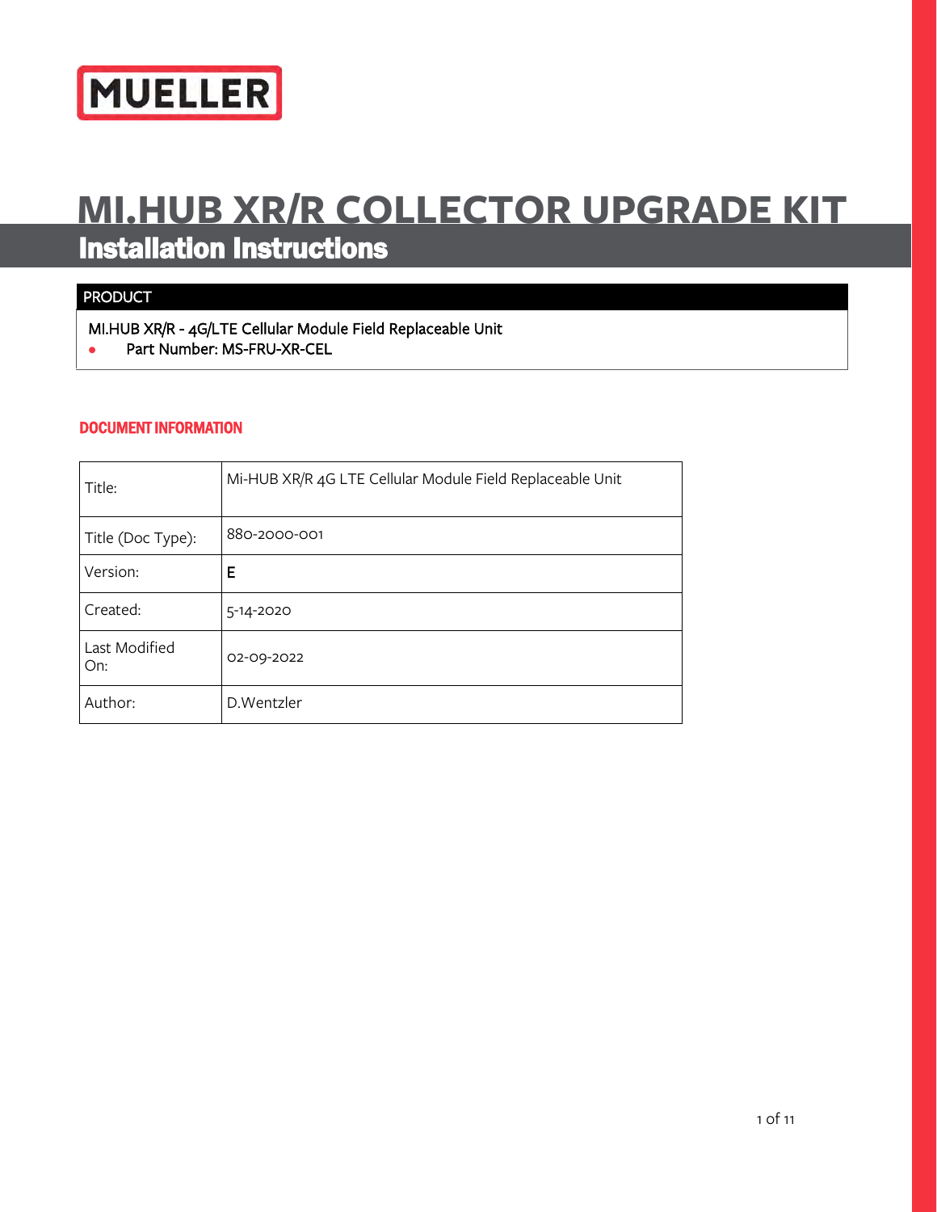MUELLER

# MI.HUB XR/R COLLECTOR UPGRADE KIT

## Installation Instructions

### PRODUCT

MI.HUB XR/R - 4G/LTE Cellular Module Field Replaceable Unit

- Part Number: MS-FRU-XR-CEL

### DOCUMENT INFORMATION

| | |
|---|---|
| Title: | Mi-HUB XR/R 4G LTE Cellular Module Field Replaceable Unit |
| Title (Doc Type): | 880-2000-001 |
| Version: | E |
| Created: | 5-14-2020 |
| Last Modified On: | 02-09-2022 |
| Author: | D.Wentzler |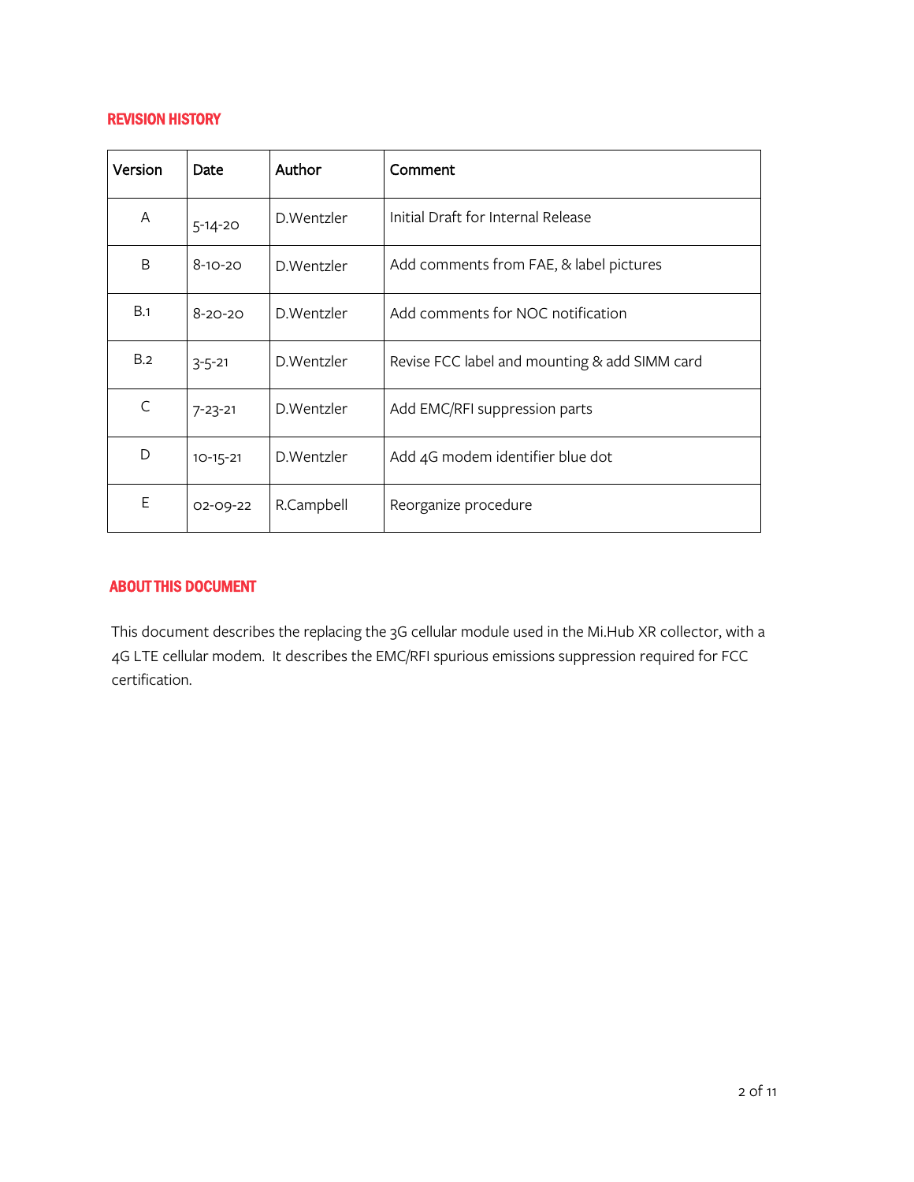## REVISION HISTORY

| Version | Date | Author | Comment |
|---|---|---|---|
| A | 5-14-20 | D.Wentzler | Initial Draft for Internal Release |
| B | 8-10-20 | D.Wentzler | Add comments from FAE, & label pictures |
| B.1 | 8-20-20 | D.Wentzler | Add comments for NOC notification |
| B.2 | 3-5-21 | D.Wentzler | Revise FCC label and mounting & add SIMM card |
| C | 7-23-21 | D.Wentzler | Add EMC/RFI suppression parts |
| D | 10-15-21 | D.Wentzler | Add 4G modem identifier blue dot |
| E | 02-09-22 | R.Campbell | Reorganize procedure |

## ABOUT THIS DOCUMENT

This document describes the replacing the 3G cellular module used in the Mi.Hub XR collector, with a 4G LTE cellular modem. It describes the EMC/RFI spurious emissions suppression required for FCC certification.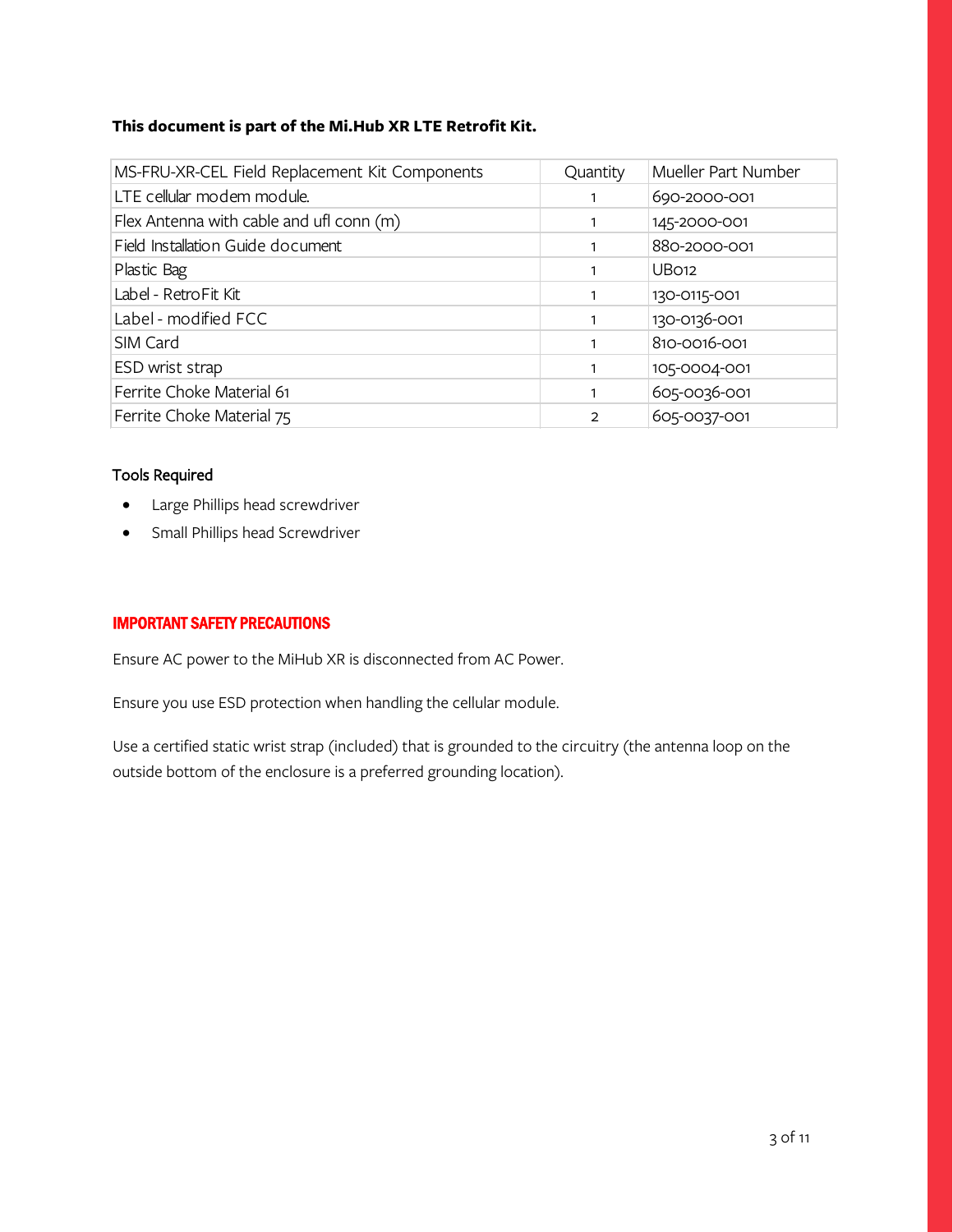**This document is part of the Mi.Hub XR LTE Retrofit Kit.**

| MS-FRU-XR-CEL Field Replacement Kit Components | Quantity | Mueller Part Number |
|---|---|---|
| LTE cellular modem module. | 1 | 690-2000-001 |
| Flex Antenna with cable and ufl conn (m) | 1 | 145-2000-001 |
| Field Installation Guide document | 1 | 880-2000-001 |
| Plastic Bag | 1 | UB012 |
| Label - RetroFit Kit | 1 | 130-0115-001 |
| Label - modified FCC | 1 | 130-0136-001 |
| SIM Card | 1 | 810-0016-001 |
| ESD wrist strap | 1 | 105-0004-001 |
| Ferrite Choke Material 61 | 1 | 605-0036-001 |
| Ferrite Choke Material 75 | 2 | 605-0037-001 |

Tools Required

- Large Phillips head screwdriver
- Small Phillips head Screwdriver

## IMPORTANT SAFETY PRECAUTIONS

Ensure AC power to the MiHub XR is disconnected from AC Power.

Ensure you use ESD protection when handling the cellular module.

Use a certified static wrist strap (included) that is grounded to the circuitry (the antenna loop on the outside bottom of the enclosure is a preferred grounding location).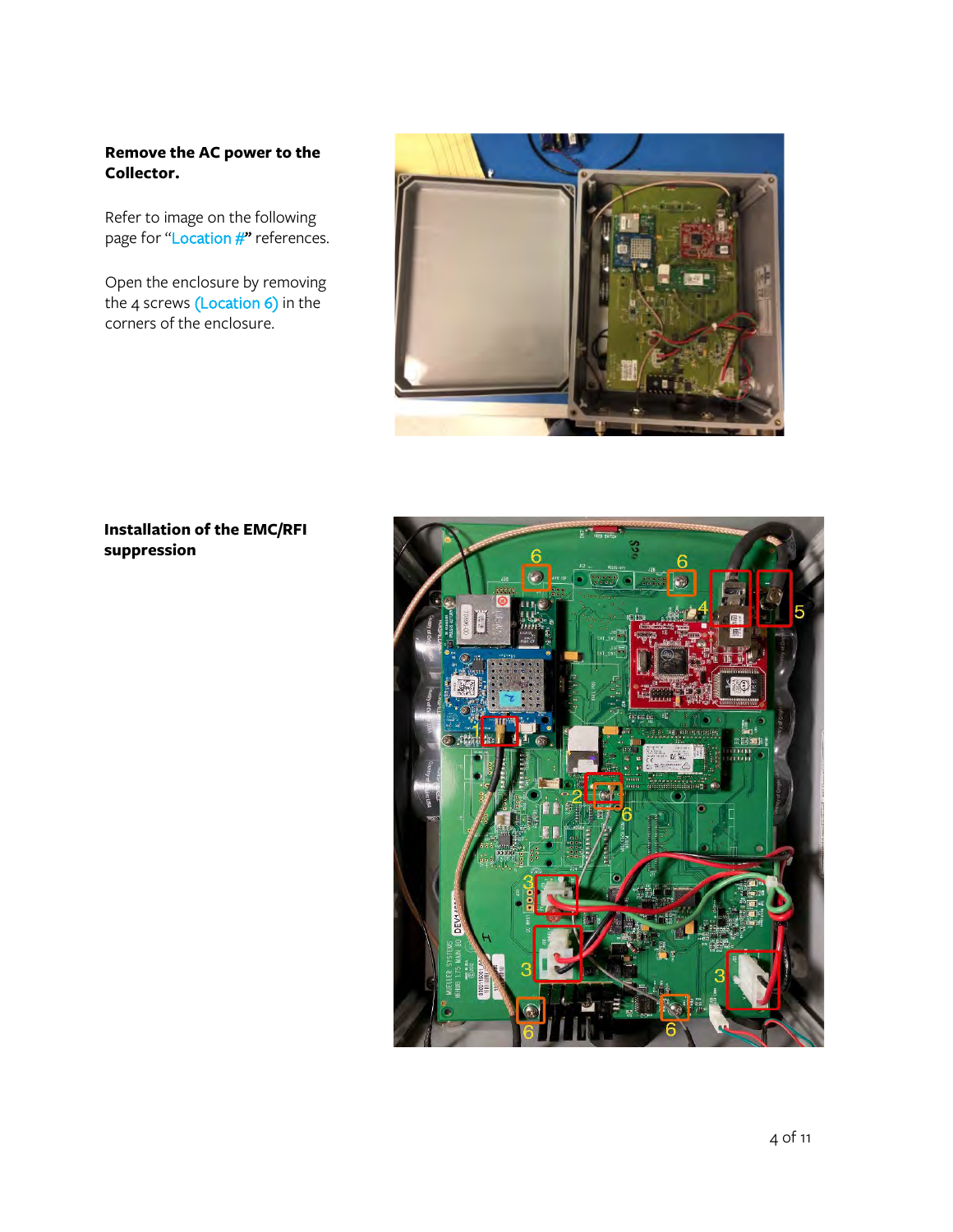**Remove the AC power to the Collector.**

Refer to image on the following page for "Location #" references.

Open the enclosure by removing the 4 screws (Location 6) in the corners of the enclosure.

**Installation of the EMC/RFI suppression**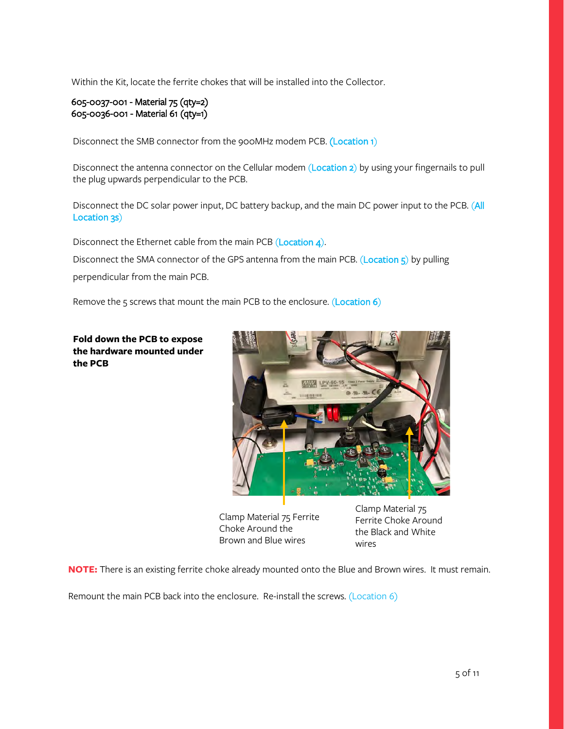Within the Kit, locate the ferrite chokes that will be installed into the Collector.

605-0037-001 - Material 75 (qty=2)
605-0036-001 - Material 61 (qty=1)

Disconnect the SMB connector from the 900MHz modem PCB. (Location 1)

Disconnect the antenna connector on the Cellular modem (Location 2) by using your fingernails to pull the plug upwards perpendicular to the PCB.

Disconnect the DC solar power input, DC battery backup, and the main DC power input to the PCB. (All Location 3s)

Disconnect the Ethernet cable from the main PCB (Location 4).

Disconnect the SMA connector of the GPS antenna from the main PCB. (Location 5) by pulling perpendicular from the main PCB.

Remove the 5 screws that mount the main PCB to the enclosure. (Location 6)

**Fold down the PCB to expose the hardware mounted under the PCB**

Clamp Material 75 Ferrite Choke Around the Brown and Blue wires

Clamp Material 75 Ferrite Choke Around the Black and White wires

**NOTE:** There is an existing ferrite choke already mounted onto the Blue and Brown wires. It must remain.

Remount the main PCB back into the enclosure. Re-install the screws. (Location 6)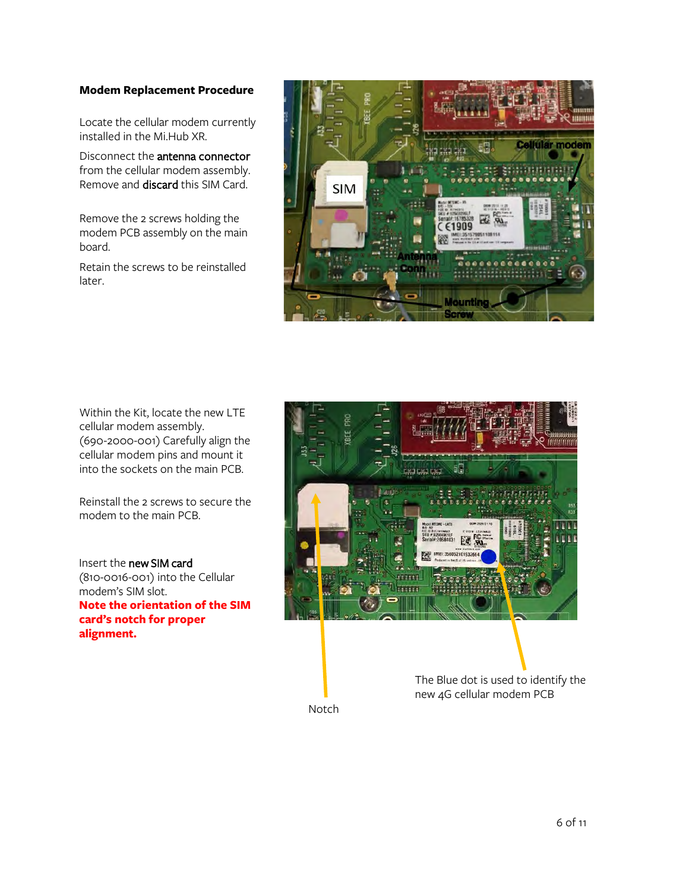**Modem Replacement Procedure**

Locate the cellular modem currently installed in the Mi.Hub XR.

Disconnect the **antenna connector** from the cellular modem assembly. Remove and **discard** this SIM Card.

Remove the 2 screws holding the modem PCB assembly on the main board.

Retain the screws to be reinstalled later.

Within the Kit, locate the new LTE cellular modem assembly. (690-2000-001) Carefully align the cellular modem pins and mount it into the sockets on the main PCB.

Reinstall the 2 screws to secure the modem to the main PCB.

Insert the **new SIM card** (810-0016-001) into the Cellular modem's SIM slot. **Note the orientation of the SIM card's notch for proper alignment.**

Notch

The Blue dot is used to identify the new 4G cellular modem PCB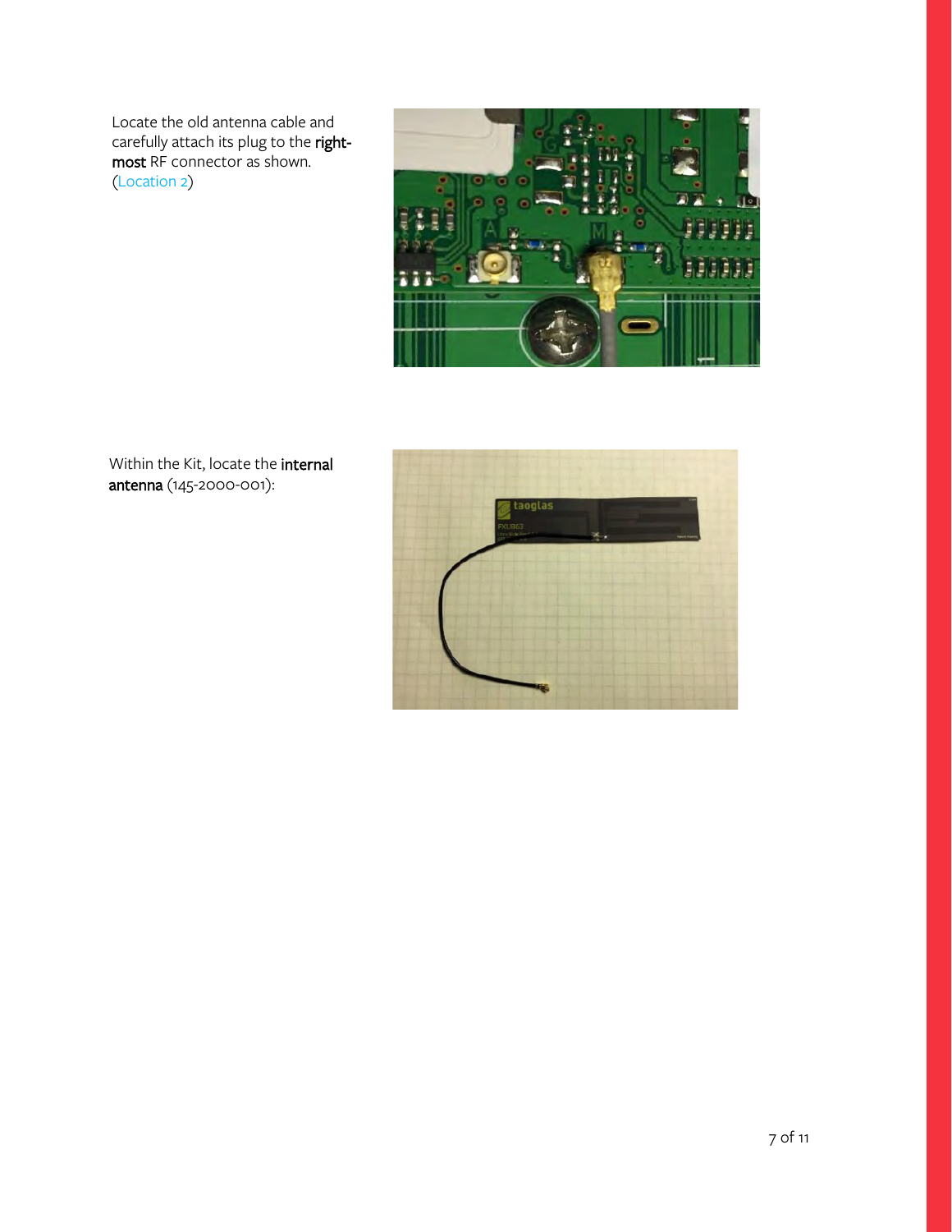Locate the old antenna cable and carefully attach its plug to the **right-most** RF connector as shown. (Location 2)

Within the Kit, locate the **internal antenna** (145-2000-001):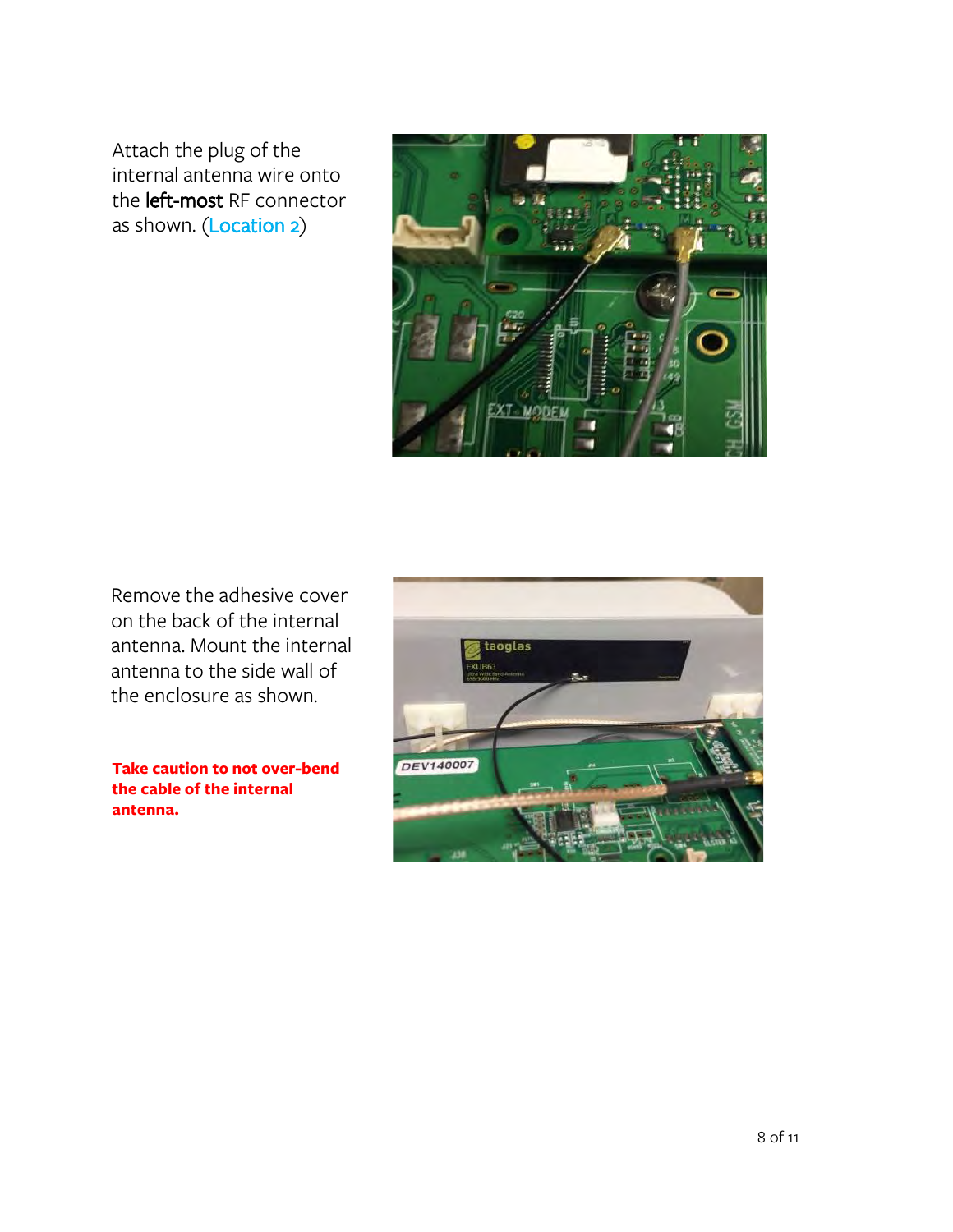Attach the plug of the internal antenna wire onto the **left-most** RF connector as shown. (Location 2)

Remove the adhesive cover on the back of the internal antenna. Mount the internal antenna to the side wall of the enclosure as shown.

**Take caution to not over-bend the cable of the internal antenna.**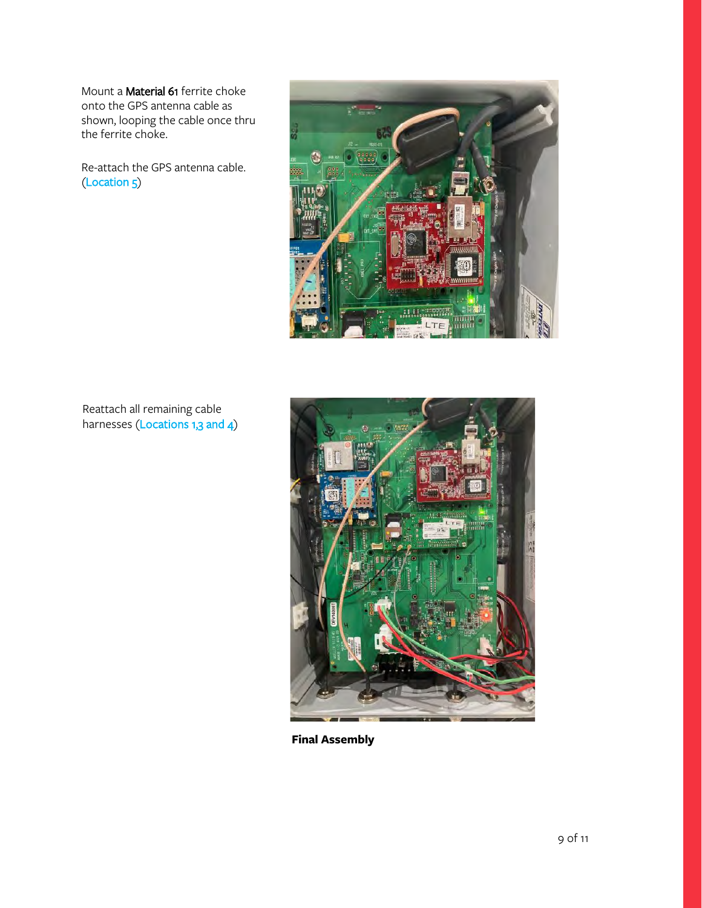Mount a **Material 61** ferrite choke onto the GPS antenna cable as shown, looping the cable once thru the ferrite choke.

Re-attach the GPS antenna cable. (Location 5)

Reattach all remaining cable harnesses (Locations 1,3 and 4)

**Final Assembly**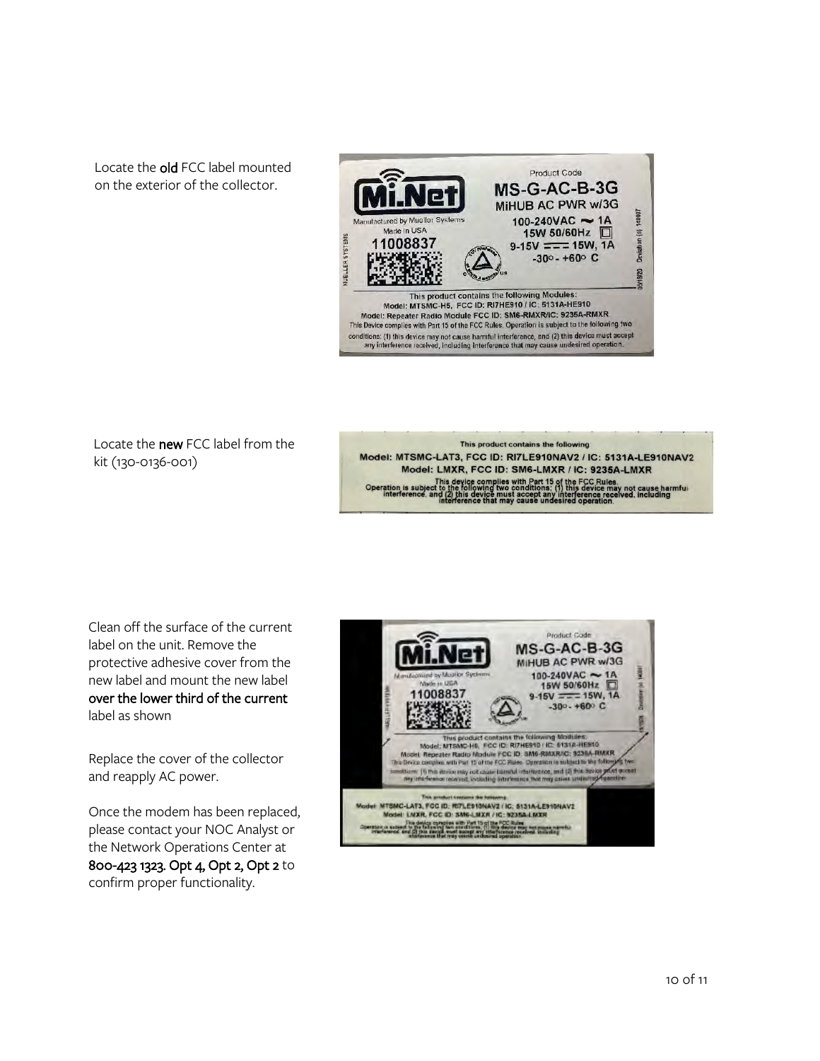Locate the **old** FCC label mounted on the exterior of the collector.

Locate the **new** FCC label from the kit (130-0136-001)

Clean off the surface of the current label on the unit. Remove the protective adhesive cover from the new label and mount the new label **over the lower third of the current** label as shown

Replace the cover of the collector and reapply AC power.

Once the modem has been replaced, please contact your NOC Analyst or the Network Operations Center at **800-423 1323. Opt 4, Opt 2, Opt 2** to confirm proper functionality.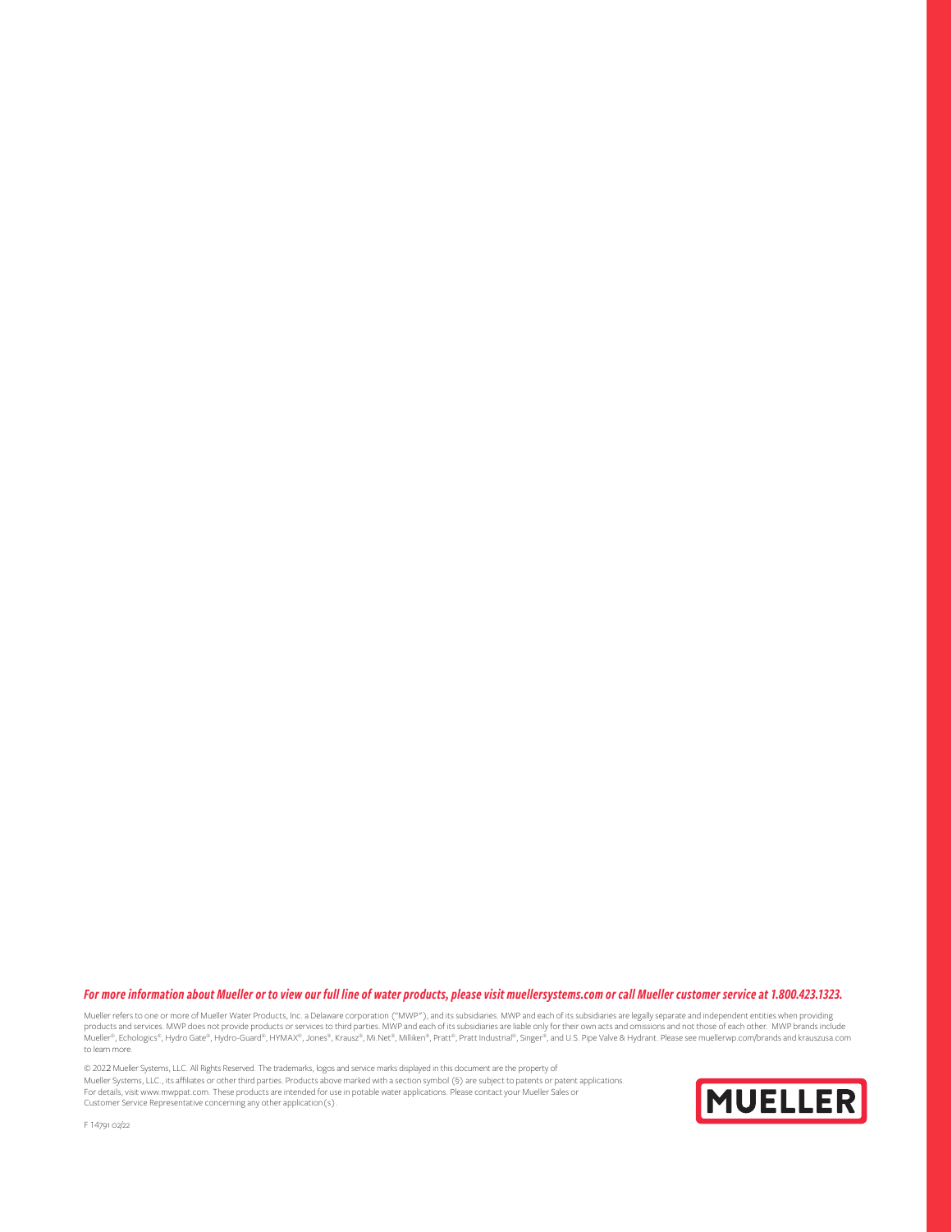***For more information about Mueller or to view our full line of water products, please visit muellersystems.com or call Mueller customer service at 1.800.423.1323.***

Mueller refers to one or more of Mueller Water Products, Inc. a Delaware corporation ("MWP"), and its subsidiaries. MWP and each of its subsidiaries are legally separate and independent entities when providing products and services. MWP does not provide products or services to third parties. MWP and each of its subsidiaries are liable only for their own acts and omissions and not those of each other. MWP brands include Mueller®, Echologics®, Hydro Gate®, Hydro-Guard®, HYMAX®, Jones®, Krausz®, Mi.Net®, Milliken®, Pratt®, Pratt Industrial®, Singer®, and U.S. Pipe Valve & Hydrant. Please see muellerwp.com/brands and krauszusa.com to learn more.

© 2022 Mueller Systems, LLC. All Rights Reserved. The trademarks, logos and service marks displayed in this document are the property of Mueller Systems, LLC., its affiliates or other third parties. Products above marked with a section symbol (§) are subject to patents or patent applications. For details, visit www.mwppat.com. These products are intended for use in potable water applications. Please contact your Mueller Sales or Customer Service Representative concerning any other application(s).

MUELLER

F 14791 02/22